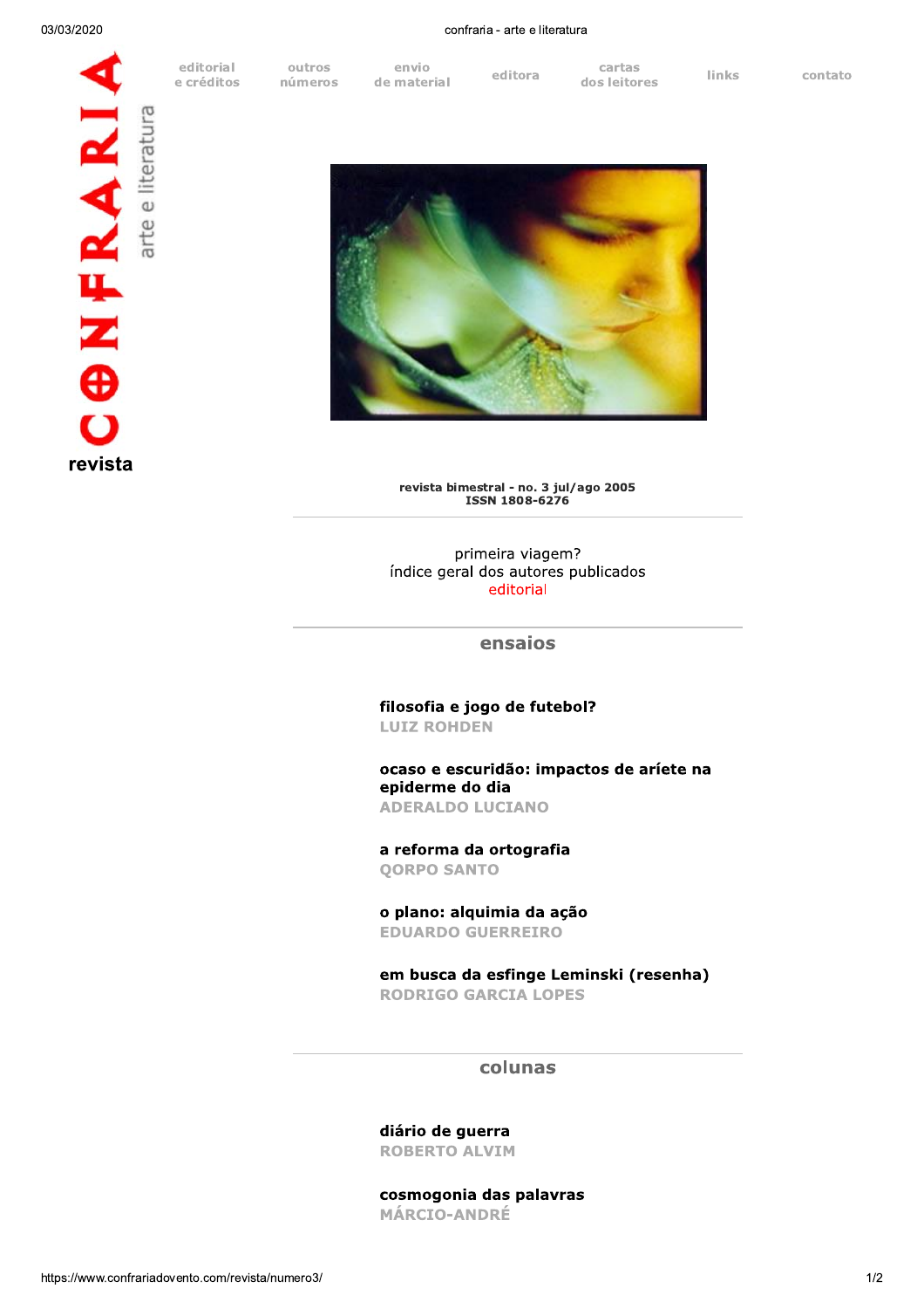# CONFRARIA

arte e literatura

revista

editorial e créditos | outros números | envio de material | editora | cartas dos leitores | links | contato

revista bimestral - no. 3 jul/ago 2005
ISSN 1808-6276

primeira viagem?
índice geral dos autores publicados
editorial

## ensaios

**filosofia e jogo de futebol?**
LUIZ ROHDEN

**ocaso e escuridão: impactos de aríete na epiderme do dia**
ADERALDO LUCIANO

**a reforma da ortografia**
QORPO SANTO

**o plano: alquimia da ação**
EDUARDO GUERREIRO

**em busca da esfinge Leminski (resenha)**
RODRIGO GARCIA LOPES

## colunas

**diário de guerra**
ROBERTO ALVIM

**cosmogonia das palavras**
MÁRCIO-ANDRÉ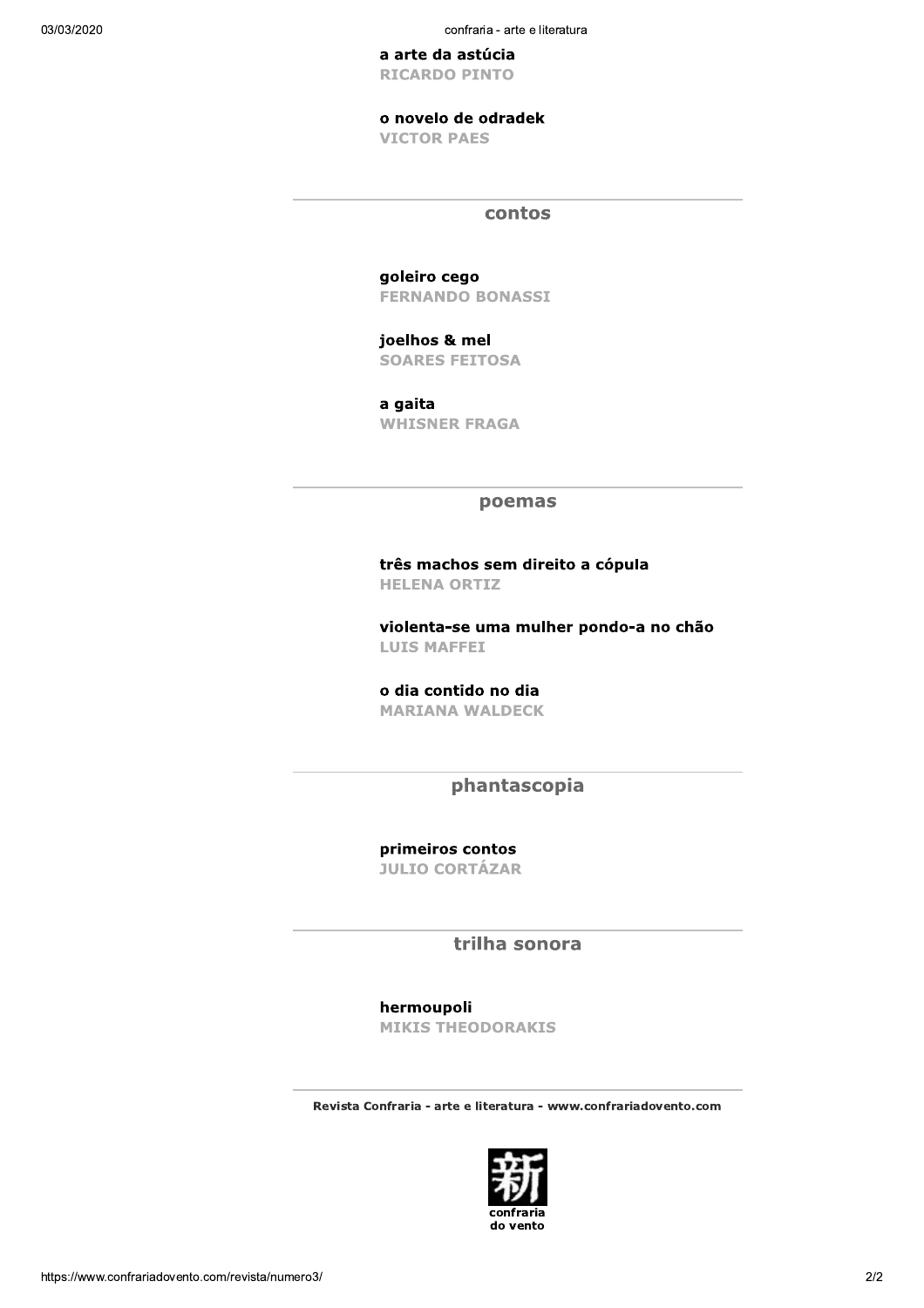**a arte da astúcia**
RICARDO PINTO

**o novelo de odradek**
VICTOR PAES

## contos

**goleiro cego**
FERNANDO BONASSI

**joelhos & mel**
SOARES FEITOSA

**a gaita**
WHISNER FRAGA

## poemas

**três machos sem direito a cópula**
HELENA ORTIZ

**violenta-se uma mulher pondo-a no chão**
LUIS MAFFEI

**o dia contido no dia**
MARIANA WALDECK

## phantascopia

**primeiros contos**
JULIO CORTÁZAR

## trilha sonora

**hermoupoli**
MIKIS THEODORAKIS

**Revista Confraria - arte e literatura - www.confrariadovento.com**

新

**confraria do vento**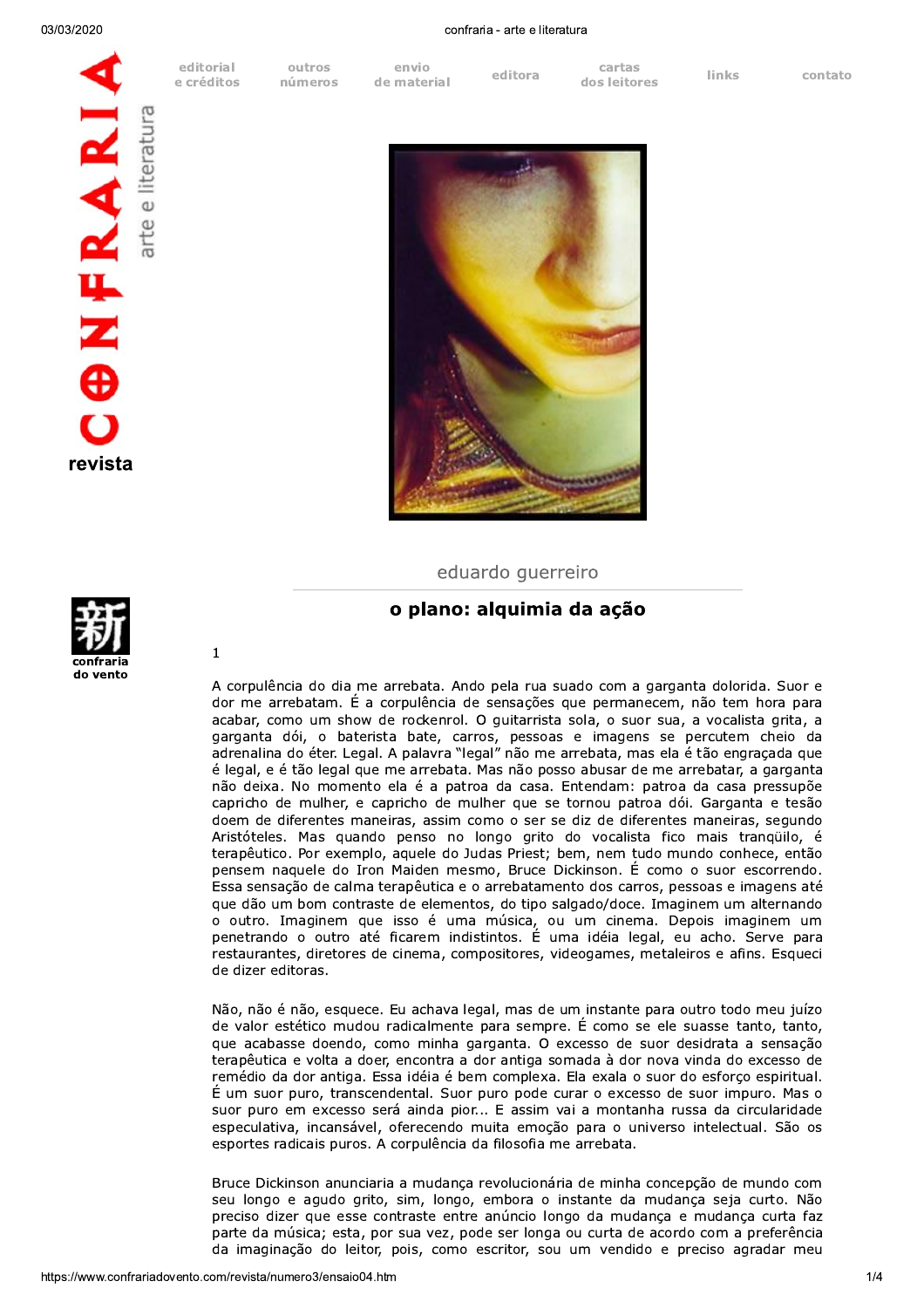eduardo guerreiro

## o plano: alquimia da ação

1

A corpulência do dia me arrebata. Ando pela rua suado com a garganta dolorida. Suor e dor me arrebatam. É a corpulência de sensações que permanecem, não tem hora para acabar, como um show de rockenrol. O guitarrista sola, o suor sua, a vocalista grita, a garganta dói, o baterista bate, carros, pessoas e imagens se percutem cheio da adrenalina do éter. Legal. A palavra "legal" não me arrebata, mas ela é tão engraçada que é legal, e é tão legal que me arrebata. Mas não posso abusar de me arrebatar, a garganta não deixa. No momento ela é a patroa da casa. Entendam: patroa da casa pressupõe capricho de mulher, e capricho de mulher que se tornou patroa dói. Garganta e tesão doem de diferentes maneiras, assim como o ser se diz de diferentes maneiras, segundo Aristóteles. Mas quando penso no longo grito do vocalista fico mais tranqüilo, é terapêutico. Por exemplo, aquele do Judas Priest; bem, nem tudo mundo conhece, então pensem naquele do Iron Maiden mesmo, Bruce Dickinson. É como o suor escorrendo. Essa sensação de calma terapêutica e o arrebatamento dos carros, pessoas e imagens até que dão um bom contraste de elementos, do tipo salgado/doce. Imaginem um alternando o outro. Imaginem que isso é uma música, ou um cinema. Depois imaginem um penetrando o outro até ficarem indistintos. É uma idéia legal, eu acho. Serve para restaurantes, diretores de cinema, compositores, videogames, metaleiros e afins. Esqueci de dizer editoras.

Não, não é não, esquece. Eu achava legal, mas de um instante para outro todo meu juízo de valor estético mudou radicalmente para sempre. É como se ele suasse tanto, tanto, que acabasse doendo, como minha garganta. O excesso de suor desidrata a sensação terapêutica e volta a doer, encontra a dor antiga somada à dor nova vinda do excesso de remédio da dor antiga. Essa idéia é bem complexa. Ela exala o suor do esforço espiritual. É um suor puro, transcendental. Suor puro pode curar o excesso de suor impuro. Mas o suor puro em excesso será ainda pior... E assim vai a montanha russa da circularidade especulativa, incansável, oferecendo muita emoção para o universo intelectual. São os esportes radicais puros. A corpulência da filosofia me arrebata.

Bruce Dickinson anunciaria a mudança revolucionária de minha concepção de mundo com seu longo e agudo grito, sim, longo, embora o instante da mudança seja curto. Não preciso dizer que esse contraste entre anúncio longo da mudança e mudança curta faz parte da música; esta, por sua vez, pode ser longa ou curta de acordo com a preferência da imaginação do leitor, pois, como escritor, sou um vendido e preciso agradar meu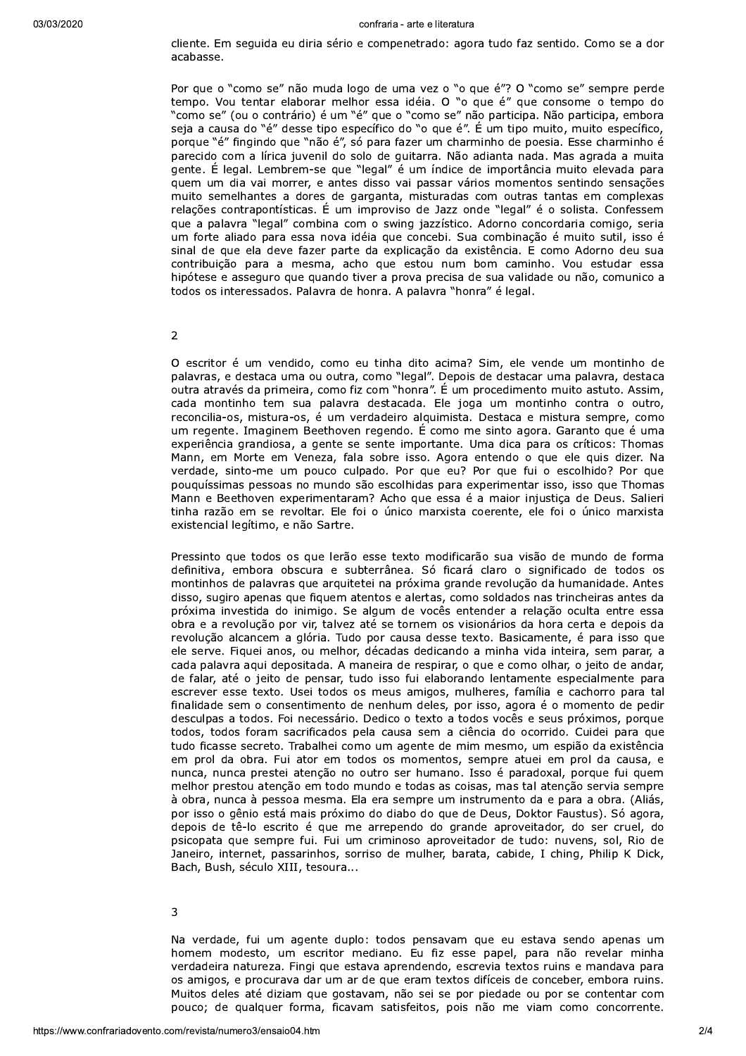cliente. Em seguida eu diria sério e compenetrado: agora tudo faz sentido. Como se a dor acabasse.

Por que o "como se" não muda logo de uma vez o "o que é"? O "como se" sempre perde tempo. Vou tentar elaborar melhor essa idéia. O "o que é" que consome o tempo do "como se" (ou o contrário) é um "é" que o "como se" não participa. Não participa, embora seja a causa do "é" desse tipo específico do "o que é". É um tipo muito, muito específico, porque "é" fingindo que "não é", só para fazer um charminho de poesia. Esse charminho é parecido com a lírica juvenil do solo de guitarra. Não adianta nada. Mas agrada a muita gente. É legal. Lembrem-se que "legal" é um índice de importância muito elevada para quem um dia vai morrer, e antes disso vai passar vários momentos sentindo sensações muito semelhantes a dores de garganta, misturadas com outras tantas em complexas relações contrapontísticas. É um improviso de Jazz onde "legal" é o solista. Confessem que a palavra "legal" combina com o swing jazzístico. Adorno concordaria comigo, seria um forte aliado para essa nova idéia que concebi. Sua combinação é muito sutil, isso é sinal de que ela deve fazer parte da explicação da existência. E como Adorno deu sua contribuição para a mesma, acho que estou num bom caminho. Vou estudar essa hipótese e asseguro que quando tiver a prova precisa de sua validade ou não, comunico a todos os interessados. Palavra de honra. A palavra "honra" é legal.

## 2

O escritor é um vendido, como eu tinha dito acima? Sim, ele vende um montinho de palavras, e destaca uma ou outra, como "legal". Depois de destacar uma palavra, destaca outra através da primeira, como fiz com "honra". É um procedimento muito astuto. Assim, cada montinho tem sua palavra destacada. Ele joga um montinho contra o outro, reconcilia-os, mistura-os, é um verdadeiro alquimista. Destaca e mistura sempre, como um regente. Imaginem Beethoven regendo. É como me sinto agora. Garanto que é uma experiência grandiosa, a gente se sente importante. Uma dica para os críticos: Thomas Mann, em Morte em Veneza, fala sobre isso. Agora entendo o que ele quis dizer. Na verdade, sinto-me um pouco culpado. Por que eu? Por que fui o escolhido? Por que pouquíssimas pessoas no mundo são escolhidas para experimentar isso, isso que Thomas Mann e Beethoven experimentaram? Acho que essa é a maior injustiça de Deus. Salieri tinha razão em se revoltar. Ele foi o único marxista coerente, ele foi o único marxista existencial legítimo, e não Sartre.

Pressinto que todos os que lerão esse texto modificarão sua visão de mundo de forma definitiva, embora obscura e subterrânea. Só ficará claro o significado de todos os montinhos de palavras que arquitetei na próxima grande revolução da humanidade. Antes disso, sugiro apenas que fiquem atentos e alertas, como soldados nas trincheiras antes da próxima investida do inimigo. Se algum de vocês entender a relação oculta entre essa obra e a revolução por vir, talvez até se tornem os visionários da hora certa e depois da revolução alcancem a glória. Tudo por causa desse texto. Basicamente, é para isso que ele serve. Fiquei anos, ou melhor, décadas dedicando a minha vida inteira, sem parar, a cada palavra aqui depositada. A maneira de respirar, o que e como olhar, o jeito de andar, de falar, até o jeito de pensar, tudo isso fui elaborando lentamente especialmente para escrever esse texto. Usei todos os meus amigos, mulheres, família e cachorro para tal finalidade sem o consentimento de nenhum deles, por isso, agora é o momento de pedir desculpas a todos. Foi necessário. Dedico o texto a todos vocês e seus próximos, porque todos, todos foram sacrificados pela causa sem a ciência do ocorrido. Cuidei para que tudo ficasse secreto. Trabalhei como um agente de mim mesmo, um espião da existência em prol da obra. Fui ator em todos os momentos, sempre atuei em prol da causa, e nunca, nunca prestei atenção no outro ser humano. Isso é paradoxal, porque fui quem melhor prestou atenção em todo mundo e todas as coisas, mas tal atenção servia sempre à obra, nunca à pessoa mesma. Ela era sempre um instrumento da e para a obra. (Aliás, por isso o gênio está mais próximo do diabo do que de Deus, Doktor Faustus). Só agora, depois de tê-lo escrito é que me arrependo do grande aproveitador, do ser cruel, do psicopata que sempre fui. Fui um criminoso aproveitador de tudo: nuvens, sol, Rio de Janeiro, internet, passarinhos, sorriso de mulher, barata, cabide, I ching, Philip K Dick, Bach, Bush, século XIII, tesoura...

## 3

Na verdade, fui um agente duplo: todos pensavam que eu estava sendo apenas um homem modesto, um escritor mediano. Eu fiz esse papel, para não revelar minha verdadeira natureza. Fingi que estava aprendendo, escrevia textos ruins e mandava para os amigos, e procurava dar um ar de que eram textos difíceis de conceber, embora ruins. Muitos deles até diziam que gostavam, não sei se por piedade ou por se contentar com pouco; de qualquer forma, ficavam satisfeitos, pois não me viam como concorrente.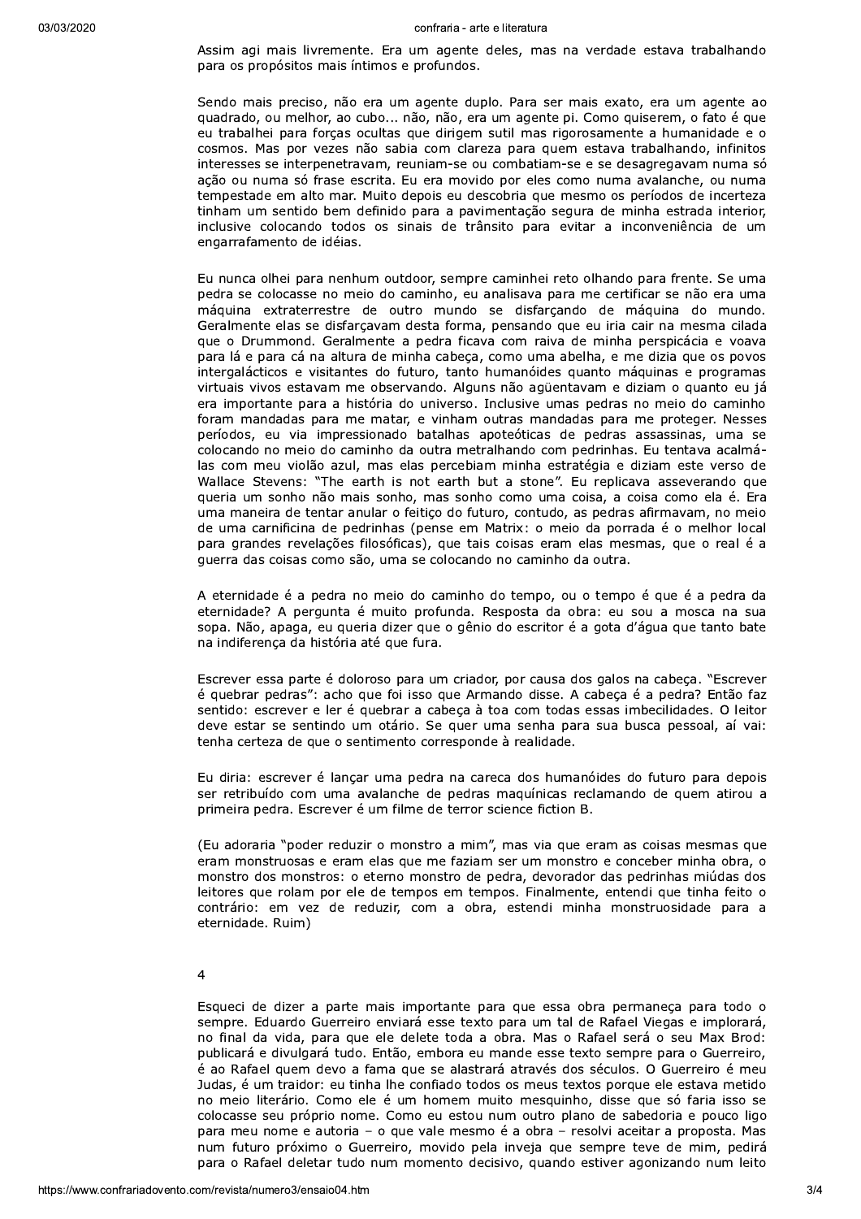Assim agi mais livremente. Era um agente deles, mas na verdade estava trabalhando para os propósitos mais íntimos e profundos.

Sendo mais preciso, não era um agente duplo. Para ser mais exato, era um agente ao quadrado, ou melhor, ao cubo... não, não, era um agente pi. Como quiserem, o fato é que eu trabalhei para forças ocultas que dirigem sutil mas rigorosamente a humanidade e o cosmos. Mas por vezes não sabia com clareza para quem estava trabalhando, infinitos interesses se interpenetravam, reuniam-se ou combatiam-se e se desagregavam numa só ação ou numa só frase escrita. Eu era movido por eles como numa avalanche, ou numa tempestade em alto mar. Muito depois eu descobria que mesmo os períodos de incerteza tinham um sentido bem definido para a pavimentação segura de minha estrada interior, inclusive colocando todos os sinais de trânsito para evitar a inconveniência de um engarrafamento de idéias.

Eu nunca olhei para nenhum outdoor, sempre caminhei reto olhando para frente. Se uma pedra se colocasse no meio do caminho, eu analisava para me certificar se não era uma máquina extraterrestre de outro mundo se disfarçando de máquina do mundo. Geralmente elas se disfarçavam desta forma, pensando que eu iria cair na mesma cilada que o Drummond. Geralmente a pedra ficava com raiva de minha perspicácia e voava para lá e para cá na altura de minha cabeça, como uma abelha, e me dizia que os povos intergalácticos e visitantes do futuro, tanto humanóides quanto máquinas e programas virtuais vivos estavam me observando. Alguns não agüentavam e diziam o quanto eu já era importante para a história do universo. Inclusive umas pedras no meio do caminho foram mandadas para me matar, e vinham outras mandadas para me proteger. Nesses períodos, eu via impressionado batalhas apoteóticas de pedras assassinas, uma se colocando no meio do caminho da outra metralhando com pedrinhas. Eu tentava acalmá-las com meu violão azul, mas elas percebiam minha estratégia e diziam este verso de Wallace Stevens: "The earth is not earth but a stone". Eu replicava asseverando que queria um sonho não mais sonho, mas sonho como uma coisa, a coisa como ela é. Era uma maneira de tentar anular o feitiço do futuro, contudo, as pedras afirmavam, no meio de uma carnificina de pedrinhas (pense em Matrix: o meio da porrada é o melhor local para grandes revelações filosóficas), que tais coisas eram elas mesmas, que o real é a guerra das coisas como são, uma se colocando no caminho da outra.

A eternidade é a pedra no meio do caminho do tempo, ou o tempo é que é a pedra da eternidade? A pergunta é muito profunda. Resposta da obra: eu sou a mosca na sua sopa. Não, apaga, eu queria dizer que o gênio do escritor é a gota d'água que tanto bate na indiferença da história até que fura.

Escrever essa parte é doloroso para um criador, por causa dos galos na cabeça. "Escrever é quebrar pedras": acho que foi isso que Armando disse. A cabeça é a pedra? Então faz sentido: escrever e ler é quebrar a cabeça à toa com todas essas imbecilidades. O leitor deve estar se sentindo um otário. Se quer uma senha para sua busca pessoal, aí vai: tenha certeza de que o sentimento corresponde à realidade.

Eu diria: escrever é lançar uma pedra na careca dos humanóides do futuro para depois ser retribuído com uma avalanche de pedras maquínicas reclamando de quem atirou a primeira pedra. Escrever é um filme de terror science fiction B.

(Eu adoraria "poder reduzir o monstro a mim", mas via que eram as coisas mesmas que eram monstruosas e eram elas que me faziam ser um monstro e conceber minha obra, o monstro dos monstros: o eterno monstro de pedra, devorador das pedrinhas miúdas dos leitores que rolam por ele de tempos em tempos. Finalmente, entendi que tinha feito o contrário: em vez de reduzir, com a obra, estendi minha monstruosidade para a eternidade. Ruim)

## 4

Esqueci de dizer a parte mais importante para que essa obra permaneça para todo o sempre. Eduardo Guerreiro enviará esse texto para um tal de Rafael Viegas e implorará, no final da vida, para que ele delete toda a obra. Mas o Rafael será o seu Max Brod: publicará e divulgará tudo. Então, embora eu mande esse texto sempre para o Guerreiro, é ao Rafael quem devo a fama que se alastrará através dos séculos. O Guerreiro é meu Judas, é um traidor: eu tinha lhe confiado todos os meus textos porque ele estava metido no meio literário. Como ele é um homem muito mesquinho, disse que só faria isso se colocasse seu próprio nome. Como eu estou num outro plano de sabedoria e pouco ligo para meu nome e autoria – o que vale mesmo é a obra – resolvi aceitar a proposta. Mas num futuro próximo o Guerreiro, movido pela inveja que sempre teve de mim, pedirá para o Rafael deletar tudo num momento decisivo, quando estiver agonizando num leito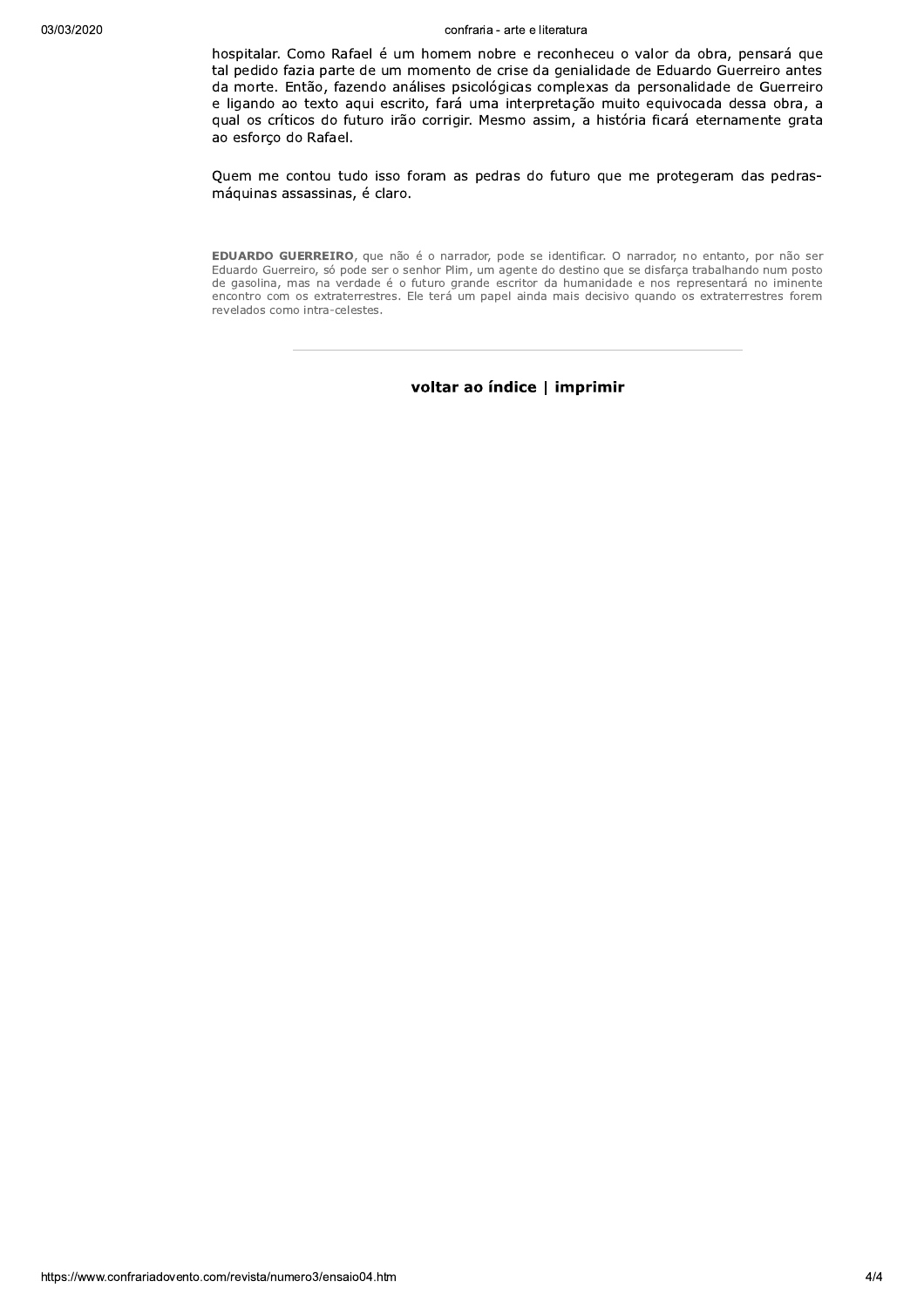hospitalar. Como Rafael é um homem nobre e reconheceu o valor da obra, pensará que tal pedido fazia parte de um momento de crise da genialidade de Eduardo Guerreiro antes da morte. Então, fazendo análises psicológicas complexas da personalidade de Guerreiro e ligando ao texto aqui escrito, fará uma interpretação muito equivocada dessa obra, a qual os críticos do futuro irão corrigir. Mesmo assim, a história ficará eternamente grata ao esforço do Rafael.

Quem me contou tudo isso foram as pedras do futuro que me protegeram das pedras-máquinas assassinas, é claro.

**EDUARDO GUERREIRO**, que não é o narrador, pode se identificar. O narrador, no entanto, por não ser Eduardo Guerreiro, só pode ser o senhor Plim, um agente do destino que se disfarça trabalhando num posto de gasolina, mas na verdade é o futuro grande escritor da humanidade e nos representará no iminente encontro com os extraterrestres. Ele terá um papel ainda mais decisivo quando os extraterrestres forem revelados como intra-celestes.

---

**voltar ao índice | imprimir**